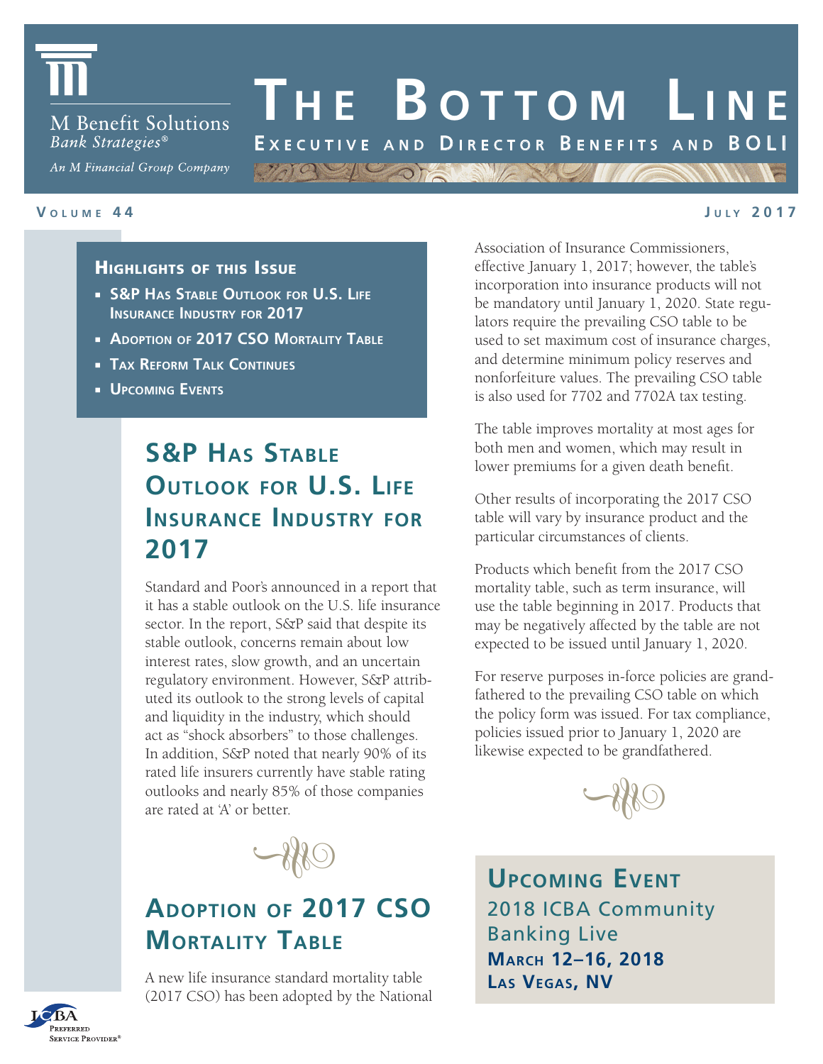M Benefit Solutions
*Bank Strategies®*
*An M Financial Group Company*

# The Bottom Line

**Executive and Director Benefits and BOLI**

**Volume 44** **July 2017**

## Highlights of this Issue

- **S&P Has Stable Outlook for U.S. Life Insurance Industry for 2017**
- **Adoption of 2017 CSO Mortality Table**
- **Tax Reform Talk Continues**
- **Upcoming Events**

## S&P Has Stable Outlook for U.S. Life Insurance Industry for 2017

Standard and Poor's announced in a report that it has a stable outlook on the U.S. life insurance sector. In the report, S&P said that despite its stable outlook, concerns remain about low interest rates, slow growth, and an uncertain regulatory environment. However, S&P attributed its outlook to the strong levels of capital and liquidity in the industry, which should act as "shock absorbers" to those challenges. In addition, S&P noted that nearly 90% of its rated life insurers currently have stable rating outlooks and nearly 85% of those companies are rated at 'A' or better.

## Adoption of 2017 CSO Mortality Table

A new life insurance standard mortality table (2017 CSO) has been adopted by the National Association of Insurance Commissioners, effective January 1, 2017; however, the table's incorporation into insurance products will not be mandatory until January 1, 2020. State regulators require the prevailing CSO table to be used to set maximum cost of insurance charges, and determine minimum policy reserves and nonforfeiture values. The prevailing CSO table is also used for 7702 and 7702A tax testing.

The table improves mortality at most ages for both men and women, which may result in lower premiums for a given death benefit.

Other results of incorporating the 2017 CSO table will vary by insurance product and the particular circumstances of clients.

Products which benefit from the 2017 CSO mortality table, such as term insurance, will use the table beginning in 2017. Products that may be negatively affected by the table are not expected to be issued until January 1, 2020.

For reserve purposes in-force policies are grandfathered to the prevailing CSO table on which the policy form was issued. For tax compliance, policies issued prior to January 1, 2020 are likewise expected to be grandfathered.

## Upcoming Event

2018 ICBA Community Banking Live
**March 12–16, 2018**
**Las Vegas, NV**

ICBA Preferred Service Provider®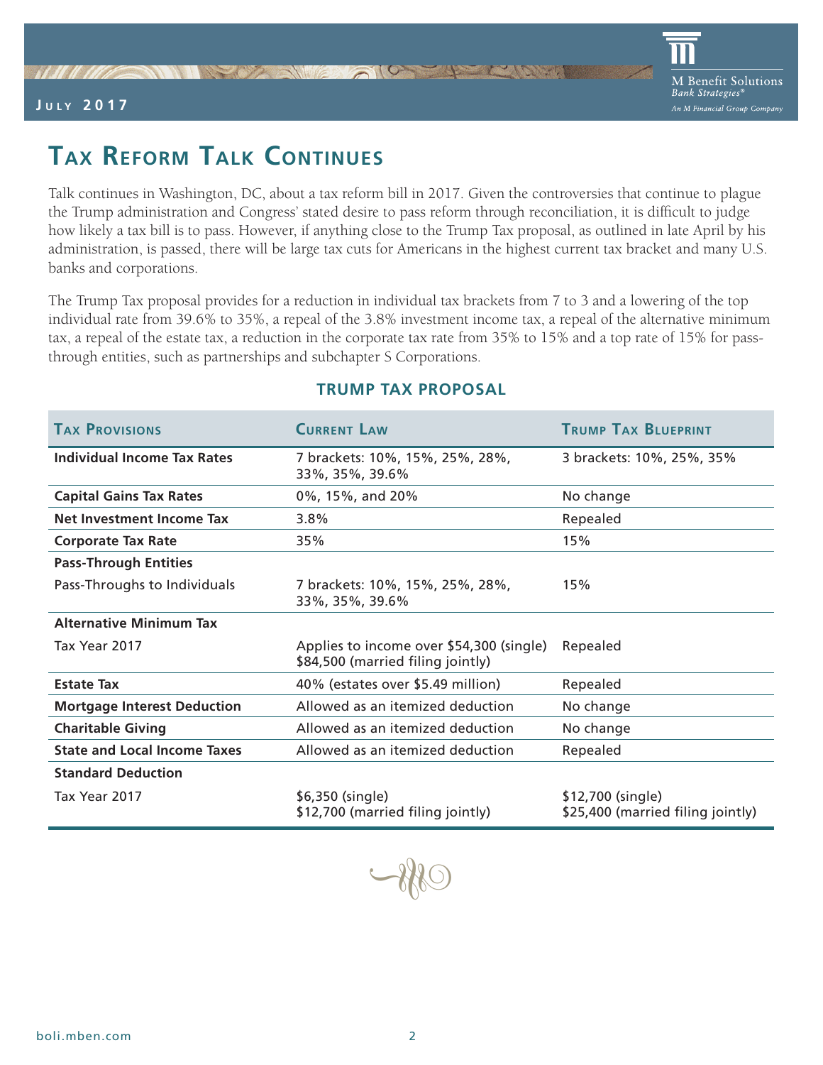# Tax Reform Talk Continues

Talk continues in Washington, DC, about a tax reform bill in 2017. Given the controversies that continue to plague the Trump administration and Congress' stated desire to pass reform through reconciliation, it is difficult to judge how likely a tax bill is to pass. However, if anything close to the Trump Tax proposal, as outlined in late April by his administration, is passed, there will be large tax cuts for Americans in the highest current tax bracket and many U.S. banks and corporations.

The Trump Tax proposal provides for a reduction in individual tax brackets from 7 to 3 and a lowering of the top individual rate from 39.6% to 35%, a repeal of the 3.8% investment income tax, a repeal of the alternative minimum tax, a repeal of the estate tax, a reduction in the corporate tax rate from 35% to 15% and a top rate of 15% for pass-through entities, such as partnerships and subchapter S Corporations.

## TRUMP TAX PROPOSAL

| Tax Provisions | Current Law | Trump Tax Blueprint |
|---|---|---|
| **Individual Income Tax Rates** | 7 brackets: 10%, 15%, 25%, 28%, 33%, 35%, 39.6% | 3 brackets: 10%, 25%, 35% |
| **Capital Gains Tax Rates** | 0%, 15%, and 20% | No change |
| **Net Investment Income Tax** | 3.8% | Repealed |
| **Corporate Tax Rate** | 35% | 15% |
| **Pass-Through Entities** | | |
| Pass-Throughs to Individuals | 7 brackets: 10%, 15%, 25%, 28%, 33%, 35%, 39.6% | 15% |
| **Alternative Minimum Tax** | | |
| Tax Year 2017 | Applies to income over $54,300 (single) $84,500 (married filing jointly) | Repealed |
| **Estate Tax** | 40% (estates over $5.49 million) | Repealed |
| **Mortgage Interest Deduction** | Allowed as an itemized deduction | No change |
| **Charitable Giving** | Allowed as an itemized deduction | No change |
| **State and Local Income Taxes** | Allowed as an itemized deduction | Repealed |
| **Standard Deduction** | | |
| Tax Year 2017 | $6,350 (single) $12,700 (married filing jointly) | $12,700 (single) $25,400 (married filing jointly) |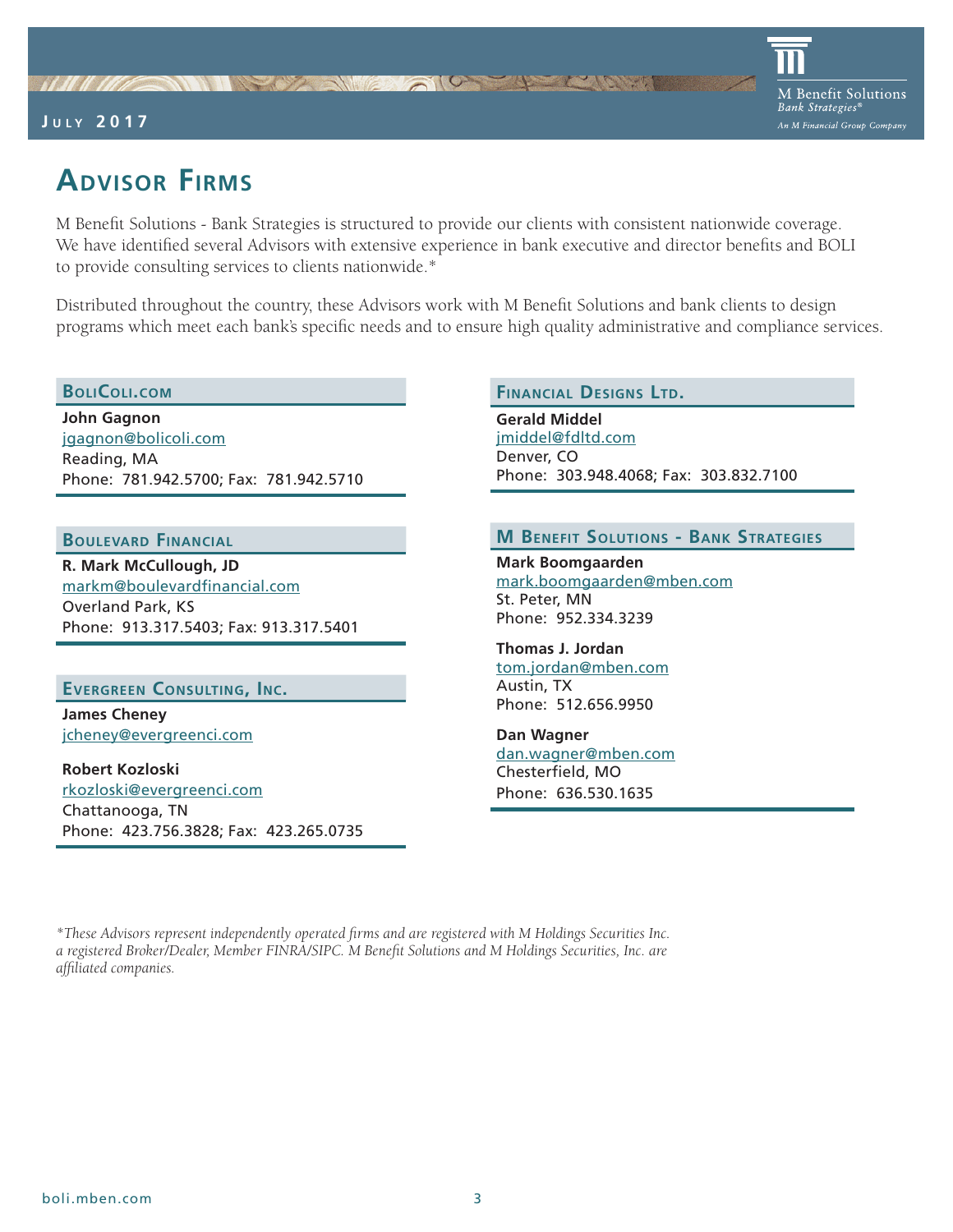# Advisor Firms

M Benefit Solutions - Bank Strategies is structured to provide our clients with consistent nationwide coverage. We have identified several Advisors with extensive experience in bank executive and director benefits and BOLI to provide consulting services to clients nationwide.*

Distributed throughout the country, these Advisors work with M Benefit Solutions and bank clients to design programs which meet each bank's specific needs and to ensure high quality administrative and compliance services.

## BoliColi.com

**John Gagnon**
jgagnon@bolicoli.com
Reading, MA
Phone: 781.942.5700; Fax: 781.942.5710

## Boulevard Financial

**R. Mark McCullough, JD**
markm@boulevardfinancial.com
Overland Park, KS
Phone: 913.317.5403; Fax: 913.317.5401

## Evergreen Consulting, Inc.

**James Cheney**
jcheney@evergreenci.com

**Robert Kozloski**
rkozloski@evergreenci.com
Chattanooga, TN
Phone: 423.756.3828; Fax: 423.265.0735

## Financial Designs Ltd.

**Gerald Middel**
jmiddel@fdltd.com
Denver, CO
Phone: 303.948.4068; Fax: 303.832.7100

## M Benefit Solutions - Bank Strategies

**Mark Boomgaarden**
mark.boomgaarden@mben.com
St. Peter, MN
Phone: 952.334.3239

**Thomas J. Jordan**
tom.jordan@mben.com
Austin, TX
Phone: 512.656.9950

**Dan Wagner**
dan.wagner@mben.com
Chesterfield, MO
Phone: 636.530.1635

*\*These Advisors represent independently operated firms and are registered with M Holdings Securities Inc. a registered Broker/Dealer, Member FINRA/SIPC. M Benefit Solutions and M Holdings Securities, Inc. are affiliated companies.*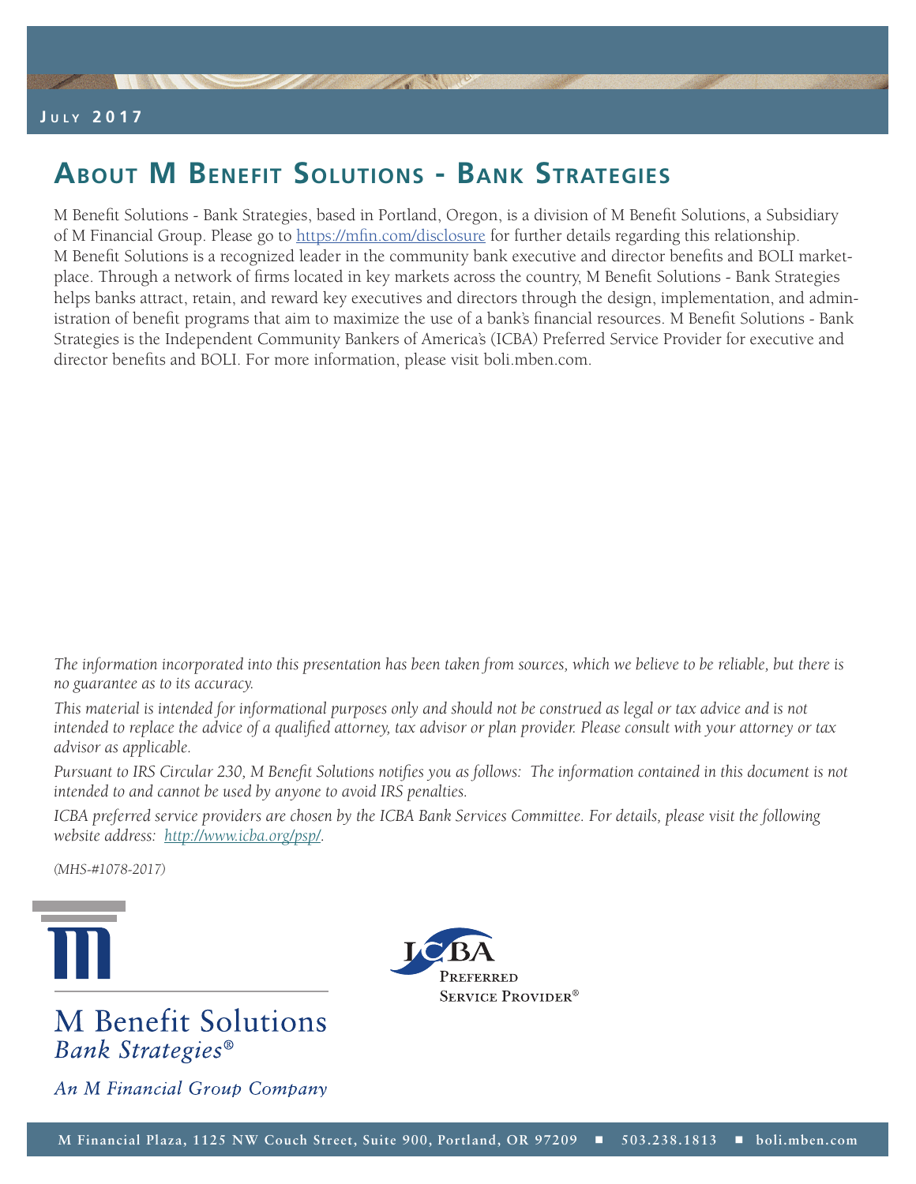July 2017

## About M Benefit Solutions - Bank Strategies

M Benefit Solutions - Bank Strategies, based in Portland, Oregon, is a division of M Benefit Solutions, a Subsidiary of M Financial Group. Please go to https://mfin.com/disclosure for further details regarding this relationship. M Benefit Solutions is a recognized leader in the community bank executive and director benefits and BOLI marketplace. Through a network of firms located in key markets across the country, M Benefit Solutions - Bank Strategies helps banks attract, retain, and reward key executives and directors through the design, implementation, and administration of benefit programs that aim to maximize the use of a bank's financial resources. M Benefit Solutions - Bank Strategies is the Independent Community Bankers of America's (ICBA) Preferred Service Provider for executive and director benefits and BOLI. For more information, please visit boli.mben.com.

*The information incorporated into this presentation has been taken from sources, which we believe to be reliable, but there is no guarantee as to its accuracy.*

*This material is intended for informational purposes only and should not be construed as legal or tax advice and is not intended to replace the advice of a qualified attorney, tax advisor or plan provider. Please consult with your attorney or tax advisor as applicable.*

*Pursuant to IRS Circular 230, M Benefit Solutions notifies you as follows: The information contained in this document is not intended to and cannot be used by anyone to avoid IRS penalties.*

*ICBA preferred service providers are chosen by the ICBA Bank Services Committee. For details, please visit the following website address: http://www.icba.org/psp/.*

*(MHS-#1078-2017)*

M Benefit Solutions
*Bank Strategies®*

*An M Financial Group Company*

ICBA
Preferred
Service Provider®

**M Financial Plaza, 1125 NW Couch Street, Suite 900, Portland, OR 97209 ▪ 503.238.1813 ▪ boli.mben.com**